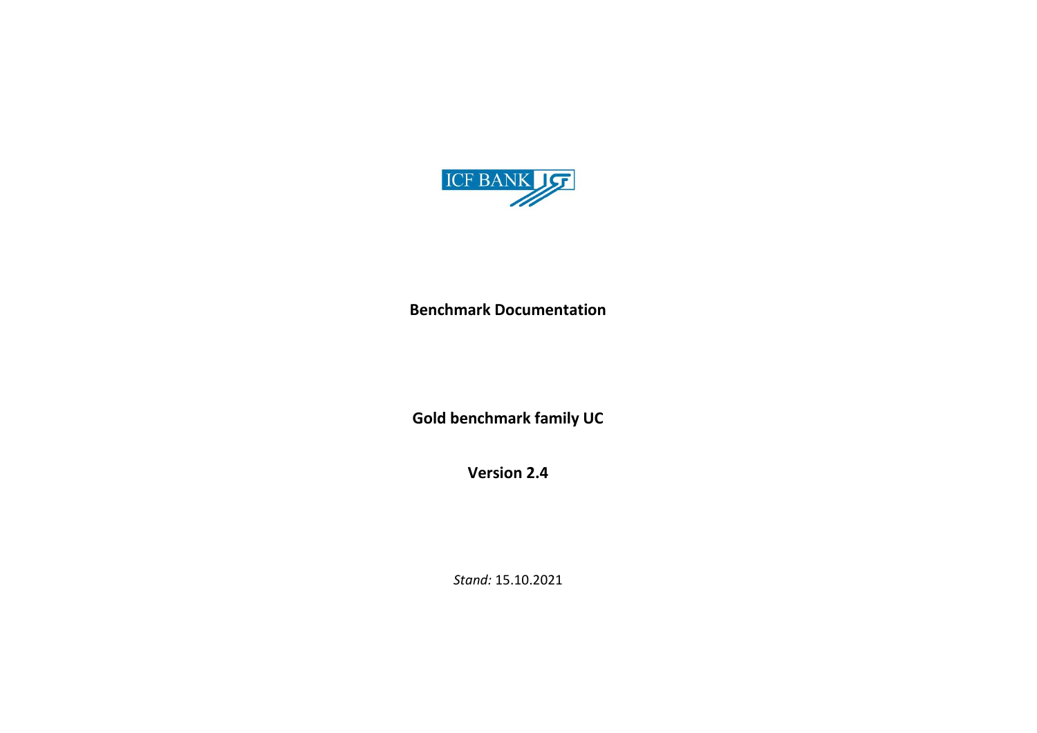ICF BANK

**Benchmark Documentation**

**Gold benchmark family UC**

**Version 2.4**

*Stand:* 15.10.2021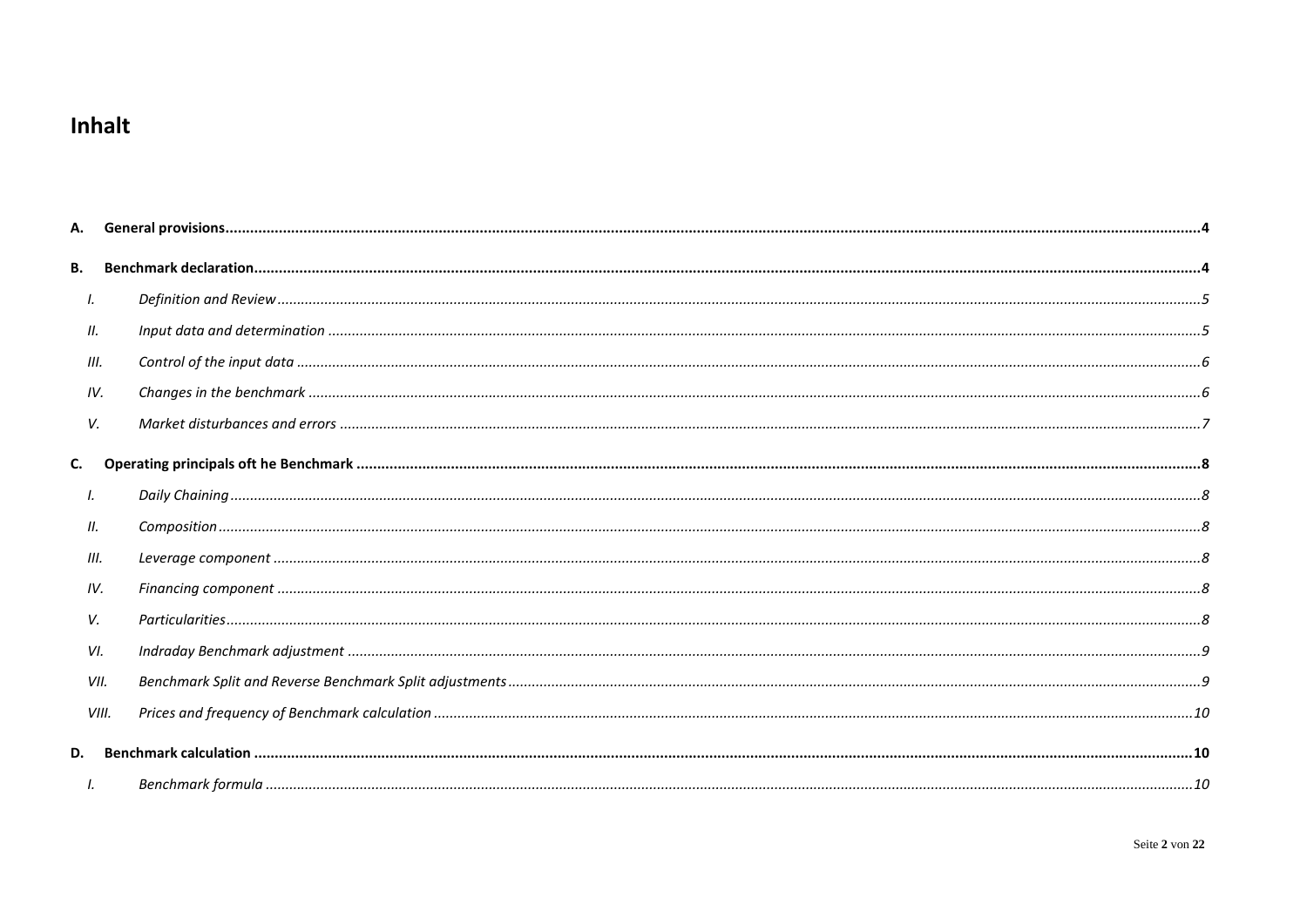# Inhalt

**A. General provisions** ..... **4**

**B. Benchmark declaration** ..... **4**

- I. *Definition and Review* ..... *5*
- II. *Input data and determination* ..... *5*
- III. *Control of the input data* ..... *6*
- IV. *Changes in the benchmark* ..... *6*
- V. *Market disturbances and errors* ..... *7*

**C. Operating principals oft he Benchmark** ..... **8**

- I. *Daily Chaining* ..... *8*
- II. *Composition* ..... *8*
- III. *Leverage component* ..... *8*
- IV. *Financing component* ..... *8*
- V. *Particularities* ..... *8*
- VI. *Indraday Benchmark adjustment* ..... *9*
- VII. *Benchmark Split and Reverse Benchmark Split adjustments* ..... *9*
- VIII. *Prices and frequency of Benchmark calculation* ..... *10*

**D. Benchmark calculation** ..... **10**

- I. *Benchmark formula* ..... *10*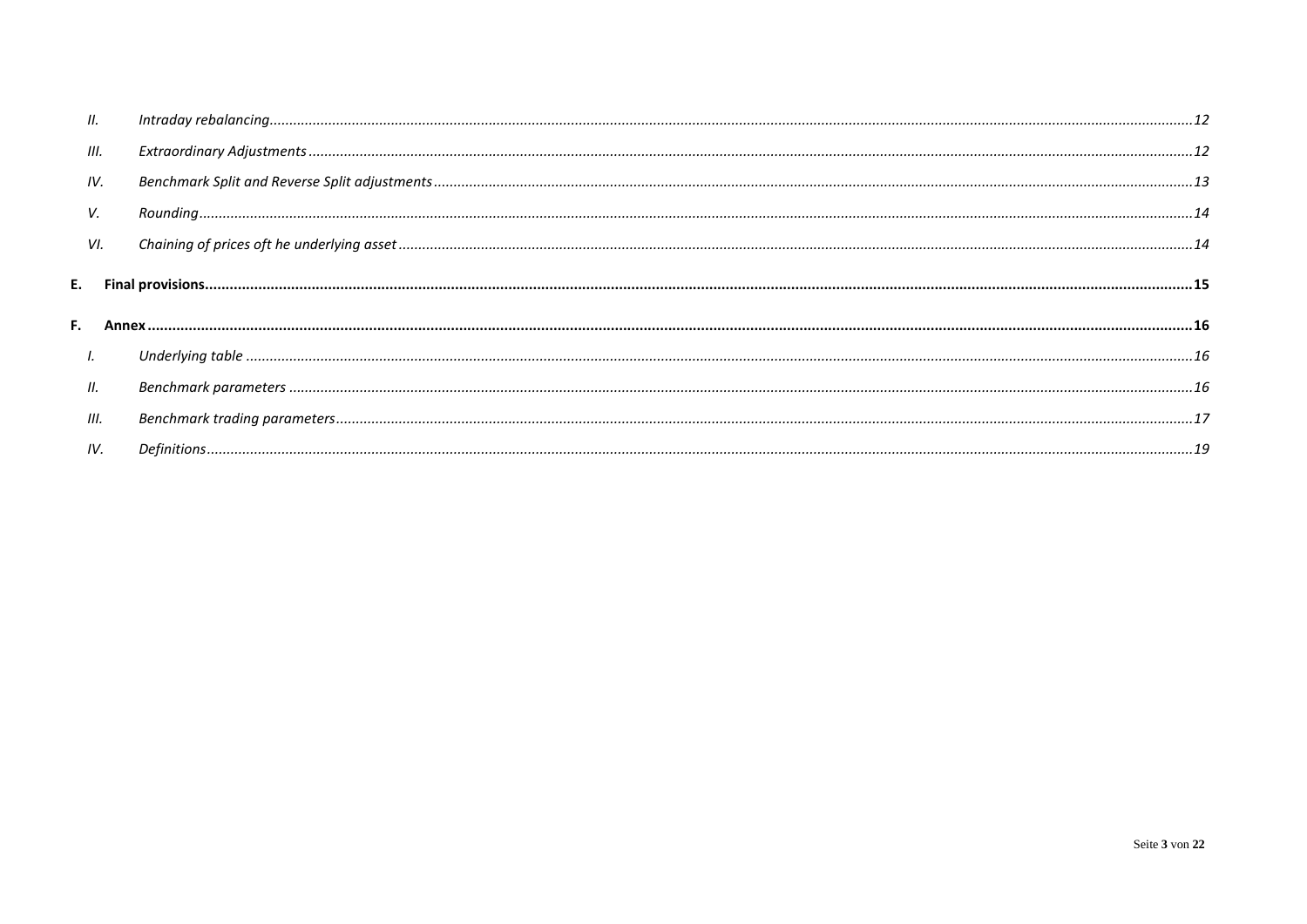II. *Intraday rebalancing* ... 12

III. *Extraordinary Adjustments* ... 12

IV. *Benchmark Split and Reverse Split adjustments* ... 13

V. *Rounding* ... 14

VI. *Chaining of prices oft he underlying asset* ... 14

**E. Final provisions** ... **15**

**F. Annex** ... **16**

I. *Underlying table* ... 16

II. *Benchmark parameters* ... 16

III. *Benchmark trading parameters* ... 17

IV. *Definitions* ... 19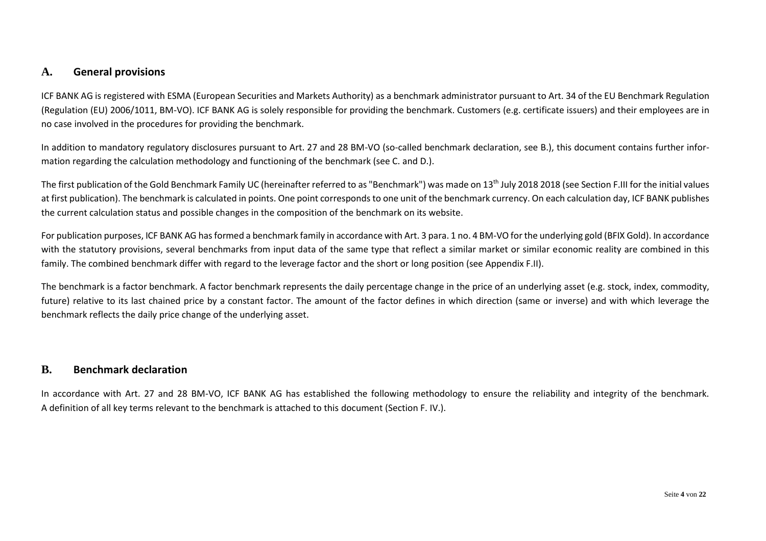## A. General provisions

ICF BANK AG is registered with ESMA (European Securities and Markets Authority) as a benchmark administrator pursuant to Art. 34 of the EU Benchmark Regulation (Regulation (EU) 2006/1011, BM-VO). ICF BANK AG is solely responsible for providing the benchmark. Customers (e.g. certificate issuers) and their employees are in no case involved in the procedures for providing the benchmark.

In addition to mandatory regulatory disclosures pursuant to Art. 27 and 28 BM-VO (so-called benchmark declaration, see B.), this document contains further information regarding the calculation methodology and functioning of the benchmark (see C. and D.).

The first publication of the Gold Benchmark Family UC (hereinafter referred to as "Benchmark") was made on 13th July 2018 2018 (see Section F.III for the initial values at first publication). The benchmark is calculated in points. One point corresponds to one unit of the benchmark currency. On each calculation day, ICF BANK publishes the current calculation status and possible changes in the composition of the benchmark on its website.

For publication purposes, ICF BANK AG has formed a benchmark family in accordance with Art. 3 para. 1 no. 4 BM-VO for the underlying gold (BFIX Gold). In accordance with the statutory provisions, several benchmarks from input data of the same type that reflect a similar market or similar economic reality are combined in this family. The combined benchmark differ with regard to the leverage factor and the short or long position (see Appendix F.II).

The benchmark is a factor benchmark. A factor benchmark represents the daily percentage change in the price of an underlying asset (e.g. stock, index, commodity, future) relative to its last chained price by a constant factor. The amount of the factor defines in which direction (same or inverse) and with which leverage the benchmark reflects the daily price change of the underlying asset.

## B. Benchmark declaration

In accordance with Art. 27 and 28 BM-VO, ICF BANK AG has established the following methodology to ensure the reliability and integrity of the benchmark. A definition of all key terms relevant to the benchmark is attached to this document (Section F. IV.).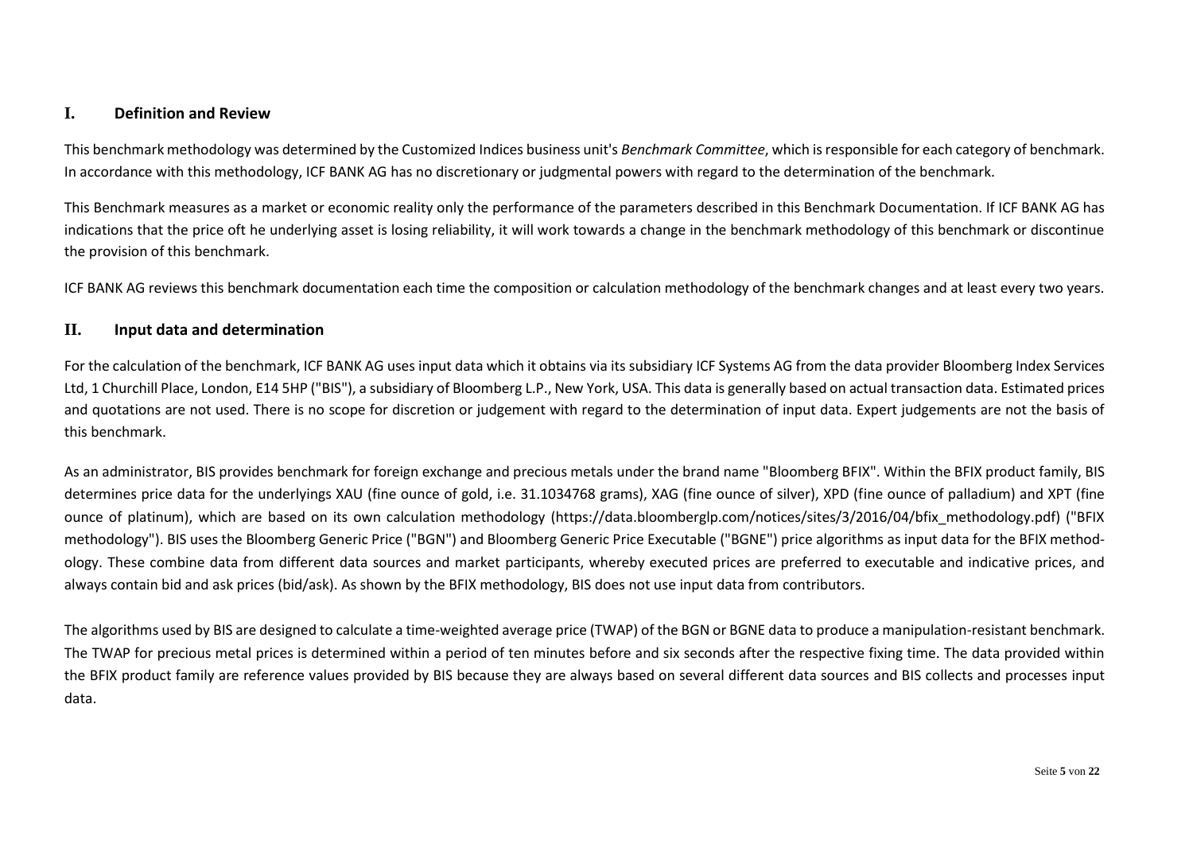## I. Definition and Review

This benchmark methodology was determined by the Customized Indices business unit's *Benchmark Committee*, which is responsible for each category of benchmark. In accordance with this methodology, ICF BANK AG has no discretionary or judgmental powers with regard to the determination of the benchmark.

This Benchmark measures as a market or economic reality only the performance of the parameters described in this Benchmark Documentation. If ICF BANK AG has indications that the price oft he underlying asset is losing reliability, it will work towards a change in the benchmark methodology of this benchmark or discontinue the provision of this benchmark.

ICF BANK AG reviews this benchmark documentation each time the composition or calculation methodology of the benchmark changes and at least every two years.

## II. Input data and determination

For the calculation of the benchmark, ICF BANK AG uses input data which it obtains via its subsidiary ICF Systems AG from the data provider Bloomberg Index Services Ltd, 1 Churchill Place, London, E14 5HP ("BIS"), a subsidiary of Bloomberg L.P., New York, USA. This data is generally based on actual transaction data. Estimated prices and quotations are not used. There is no scope for discretion or judgement with regard to the determination of input data. Expert judgements are not the basis of this benchmark.

As an administrator, BIS provides benchmark for foreign exchange and precious metals under the brand name "Bloomberg BFIX". Within the BFIX product family, BIS determines price data for the underlyings XAU (fine ounce of gold, i.e. 31.1034768 grams), XAG (fine ounce of silver), XPD (fine ounce of palladium) and XPT (fine ounce of platinum), which are based on its own calculation methodology (https://data.bloomberglp.com/notices/sites/3/2016/04/bfix_methodology.pdf) ("BFIX methodology"). BIS uses the Bloomberg Generic Price ("BGN") and Bloomberg Generic Price Executable ("BGNE") price algorithms as input data for the BFIX methodology. These combine data from different data sources and market participants, whereby executed prices are preferred to executable and indicative prices, and always contain bid and ask prices (bid/ask). As shown by the BFIX methodology, BIS does not use input data from contributors.

The algorithms used by BIS are designed to calculate a time-weighted average price (TWAP) of the BGN or BGNE data to produce a manipulation-resistant benchmark. The TWAP for precious metal prices is determined within a period of ten minutes before and six seconds after the respective fixing time. The data provided within the BFIX product family are reference values provided by BIS because they are always based on several different data sources and BIS collects and processes input data.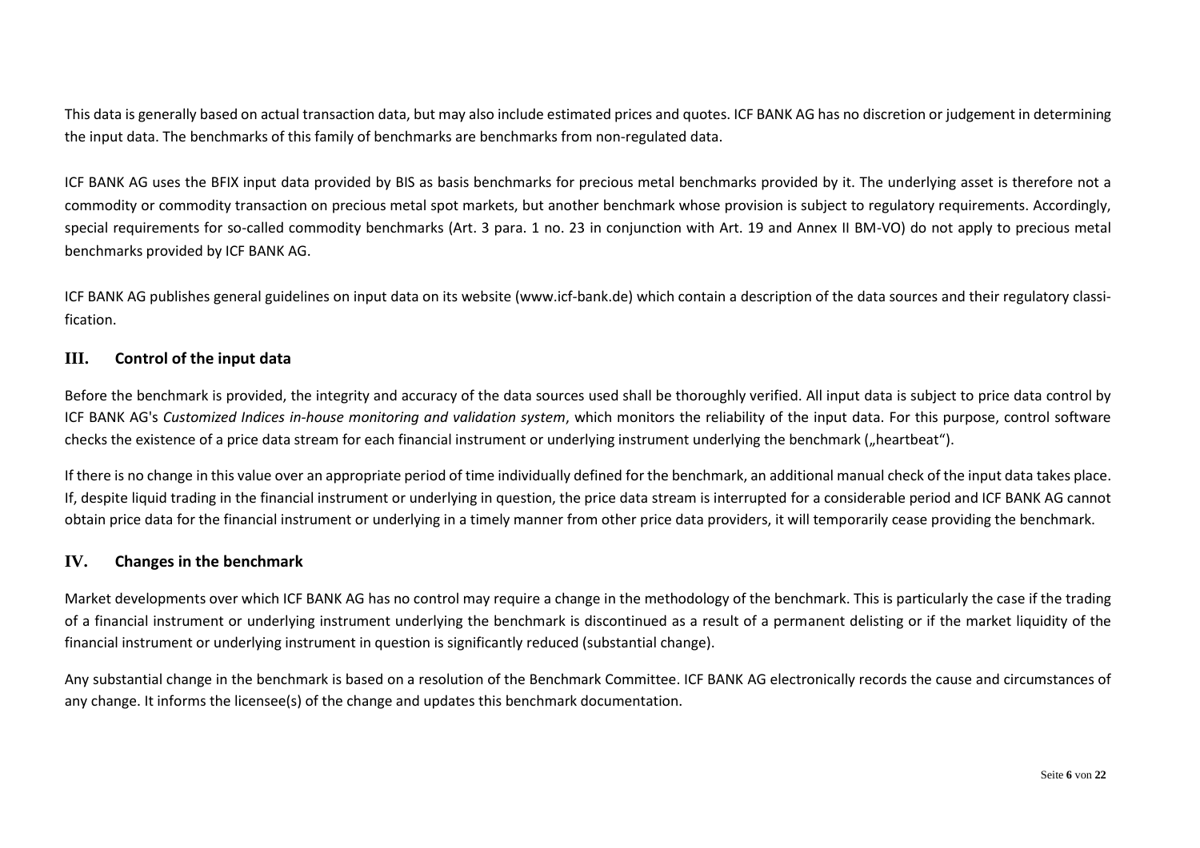This data is generally based on actual transaction data, but may also include estimated prices and quotes. ICF BANK AG has no discretion or judgement in determining the input data. The benchmarks of this family of benchmarks are benchmarks from non-regulated data.

ICF BANK AG uses the BFIX input data provided by BIS as basis benchmarks for precious metal benchmarks provided by it. The underlying asset is therefore not a commodity or commodity transaction on precious metal spot markets, but another benchmark whose provision is subject to regulatory requirements. Accordingly, special requirements for so-called commodity benchmarks (Art. 3 para. 1 no. 23 in conjunction with Art. 19 and Annex II BM-VO) do not apply to precious metal benchmarks provided by ICF BANK AG.

ICF BANK AG publishes general guidelines on input data on its website (www.icf-bank.de) which contain a description of the data sources and their regulatory classification.

## III. Control of the input data

Before the benchmark is provided, the integrity and accuracy of the data sources used shall be thoroughly verified. All input data is subject to price data control by ICF BANK AG's *Customized Indices in-house monitoring and validation system*, which monitors the reliability of the input data. For this purpose, control software checks the existence of a price data stream for each financial instrument or underlying instrument underlying the benchmark („heartbeat“).

If there is no change in this value over an appropriate period of time individually defined for the benchmark, an additional manual check of the input data takes place. If, despite liquid trading in the financial instrument or underlying in question, the price data stream is interrupted for a considerable period and ICF BANK AG cannot obtain price data for the financial instrument or underlying in a timely manner from other price data providers, it will temporarily cease providing the benchmark.

## IV. Changes in the benchmark

Market developments over which ICF BANK AG has no control may require a change in the methodology of the benchmark. This is particularly the case if the trading of a financial instrument or underlying instrument underlying the benchmark is discontinued as a result of a permanent delisting or if the market liquidity of the financial instrument or underlying instrument in question is significantly reduced (substantial change).

Any substantial change in the benchmark is based on a resolution of the Benchmark Committee. ICF BANK AG electronically records the cause and circumstances of any change. It informs the licensee(s) of the change and updates this benchmark documentation.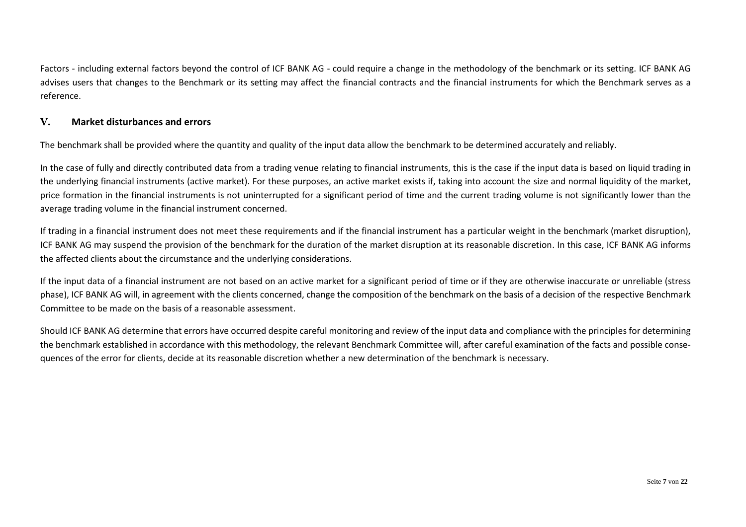Factors - including external factors beyond the control of ICF BANK AG - could require a change in the methodology of the benchmark or its setting. ICF BANK AG advises users that changes to the Benchmark or its setting may affect the financial contracts and the financial instruments for which the Benchmark serves as a reference.

## V. Market disturbances and errors

The benchmark shall be provided where the quantity and quality of the input data allow the benchmark to be determined accurately and reliably.

In the case of fully and directly contributed data from a trading venue relating to financial instruments, this is the case if the input data is based on liquid trading in the underlying financial instruments (active market). For these purposes, an active market exists if, taking into account the size and normal liquidity of the market, price formation in the financial instruments is not uninterrupted for a significant period of time and the current trading volume is not significantly lower than the average trading volume in the financial instrument concerned.

If trading in a financial instrument does not meet these requirements and if the financial instrument has a particular weight in the benchmark (market disruption), ICF BANK AG may suspend the provision of the benchmark for the duration of the market disruption at its reasonable discretion. In this case, ICF BANK AG informs the affected clients about the circumstance and the underlying considerations.

If the input data of a financial instrument are not based on an active market for a significant period of time or if they are otherwise inaccurate or unreliable (stress phase), ICF BANK AG will, in agreement with the clients concerned, change the composition of the benchmark on the basis of a decision of the respective Benchmark Committee to be made on the basis of a reasonable assessment.

Should ICF BANK AG determine that errors have occurred despite careful monitoring and review of the input data and compliance with the principles for determining the benchmark established in accordance with this methodology, the relevant Benchmark Committee will, after careful examination of the facts and possible consequences of the error for clients, decide at its reasonable discretion whether a new determination of the benchmark is necessary.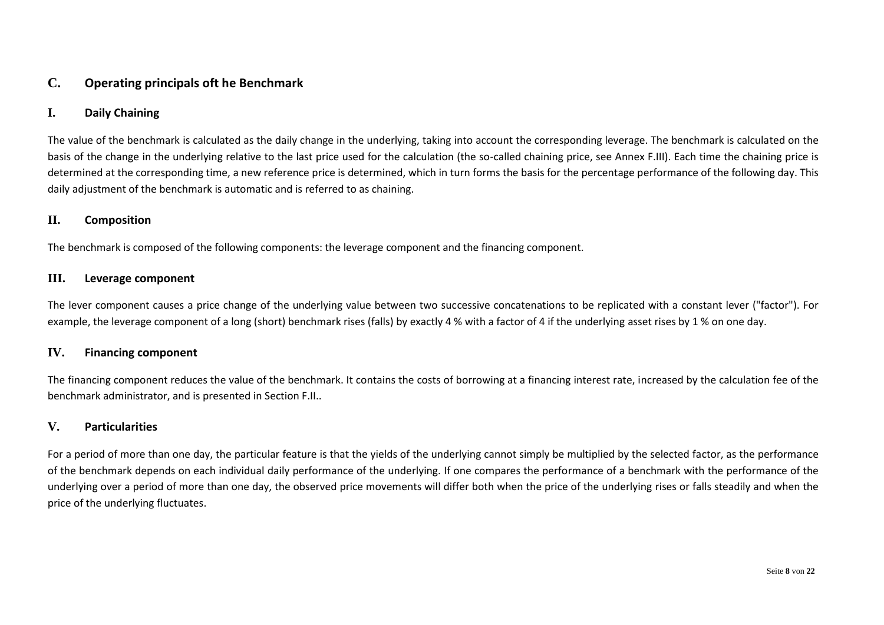## C. Operating principals oft he Benchmark

### I. Daily Chaining

The value of the benchmark is calculated as the daily change in the underlying, taking into account the corresponding leverage. The benchmark is calculated on the basis of the change in the underlying relative to the last price used for the calculation (the so-called chaining price, see Annex F.III). Each time the chaining price is determined at the corresponding time, a new reference price is determined, which in turn forms the basis for the percentage performance of the following day. This daily adjustment of the benchmark is automatic and is referred to as chaining.

### II. Composition

The benchmark is composed of the following components: the leverage component and the financing component.

### III. Leverage component

The lever component causes a price change of the underlying value between two successive concatenations to be replicated with a constant lever ("factor"). For example, the leverage component of a long (short) benchmark rises (falls) by exactly 4 % with a factor of 4 if the underlying asset rises by 1 % on one day.

### IV. Financing component

The financing component reduces the value of the benchmark. It contains the costs of borrowing at a financing interest rate, increased by the calculation fee of the benchmark administrator, and is presented in Section F.II..

### V. Particularities

For a period of more than one day, the particular feature is that the yields of the underlying cannot simply be multiplied by the selected factor, as the performance of the benchmark depends on each individual daily performance of the underlying. If one compares the performance of a benchmark with the performance of the underlying over a period of more than one day, the observed price movements will differ both when the price of the underlying rises or falls steadily and when the price of the underlying fluctuates.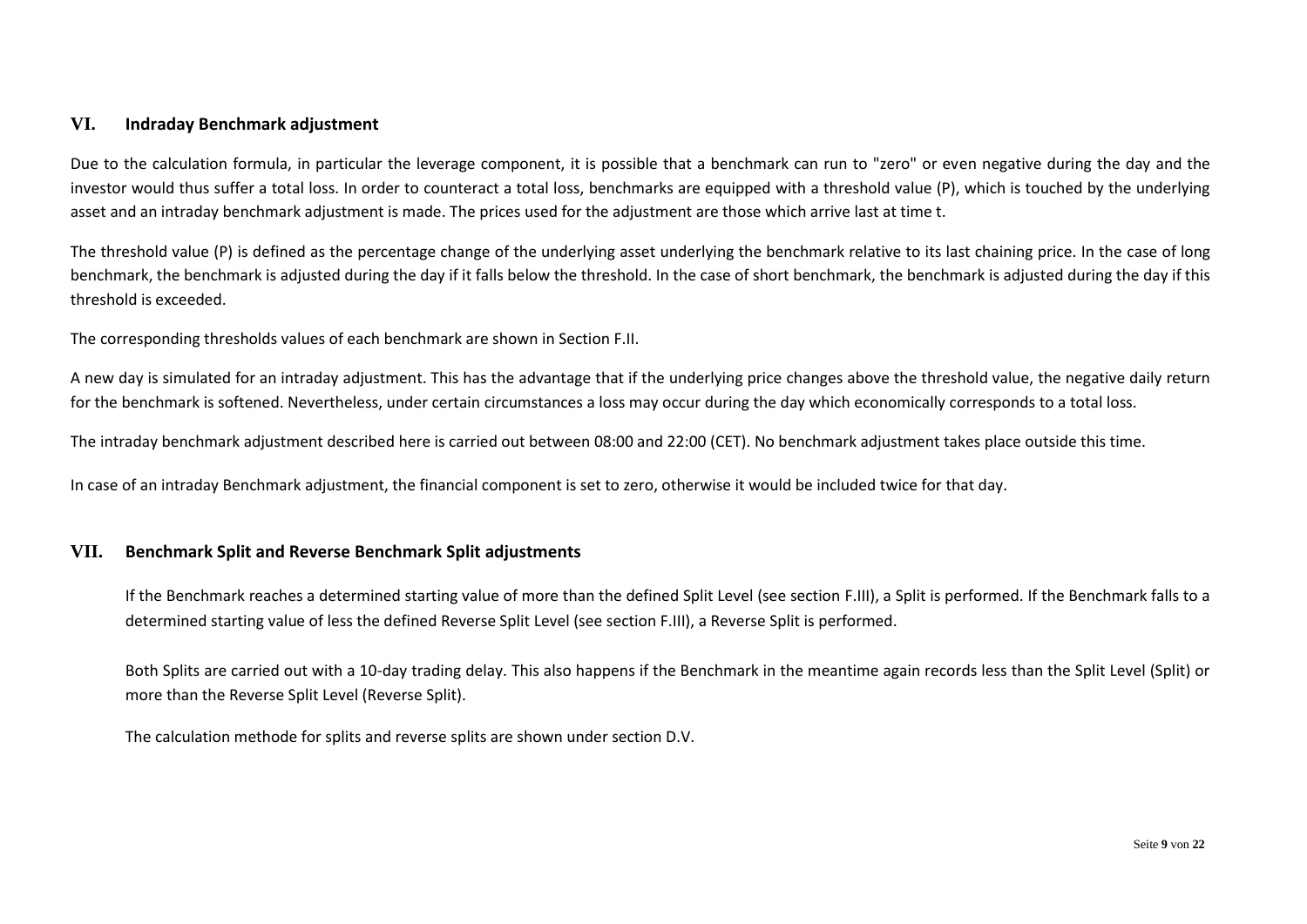## VI. Indraday Benchmark adjustment

Due to the calculation formula, in particular the leverage component, it is possible that a benchmark can run to "zero" or even negative during the day and the investor would thus suffer a total loss. In order to counteract a total loss, benchmarks are equipped with a threshold value (P), which is touched by the underlying asset and an intraday benchmark adjustment is made. The prices used for the adjustment are those which arrive last at time t.

The threshold value (P) is defined as the percentage change of the underlying asset underlying the benchmark relative to its last chaining price. In the case of long benchmark, the benchmark is adjusted during the day if it falls below the threshold. In the case of short benchmark, the benchmark is adjusted during the day if this threshold is exceeded.

The corresponding thresholds values of each benchmark are shown in Section F.II.

A new day is simulated for an intraday adjustment. This has the advantage that if the underlying price changes above the threshold value, the negative daily return for the benchmark is softened. Nevertheless, under certain circumstances a loss may occur during the day which economically corresponds to a total loss.

The intraday benchmark adjustment described here is carried out between 08:00 and 22:00 (CET). No benchmark adjustment takes place outside this time.

In case of an intraday Benchmark adjustment, the financial component is set to zero, otherwise it would be included twice for that day.

## VII. Benchmark Split and Reverse Benchmark Split adjustments

If the Benchmark reaches a determined starting value of more than the defined Split Level (see section F.III), a Split is performed. If the Benchmark falls to a determined starting value of less the defined Reverse Split Level (see section F.III), a Reverse Split is performed.

Both Splits are carried out with a 10-day trading delay. This also happens if the Benchmark in the meantime again records less than the Split Level (Split) or more than the Reverse Split Level (Reverse Split).

The calculation methode for splits and reverse splits are shown under section D.V.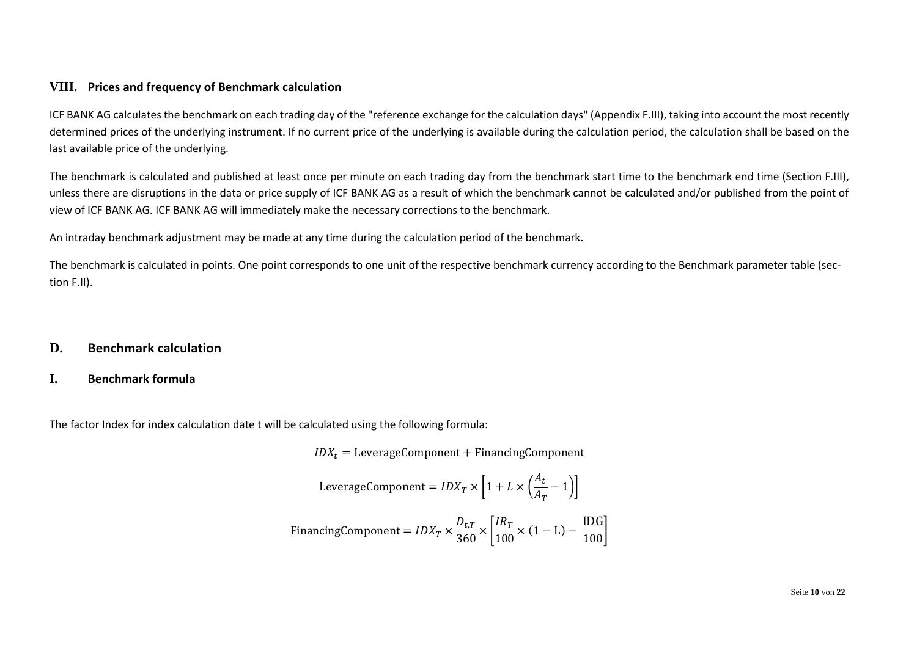### VIII. Prices and frequency of Benchmark calculation

ICF BANK AG calculates the benchmark on each trading day of the "reference exchange for the calculation days" (Appendix F.III), taking into account the most recently determined prices of the underlying instrument. If no current price of the underlying is available during the calculation period, the calculation shall be based on the last available price of the underlying.

The benchmark is calculated and published at least once per minute on each trading day from the benchmark start time to the benchmark end time (Section F.III), unless there are disruptions in the data or price supply of ICF BANK AG as a result of which the benchmark cannot be calculated and/or published from the point of view of ICF BANK AG. ICF BANK AG will immediately make the necessary corrections to the benchmark.

An intraday benchmark adjustment may be made at any time during the calculation period of the benchmark.

The benchmark is calculated in points. One point corresponds to one unit of the respective benchmark currency according to the Benchmark parameter table (section F.II).

## D. Benchmark calculation

### I. Benchmark formula

The factor Index for index calculation date t will be calculated using the following formula:

$$IDX_t = \text{LeverageComponent} + \text{FinancingComponent}$$

$$\text{LeverageComponent} = IDX_T \times \left[1 + L \times \left(\frac{A_t}{A_T} - 1\right)\right]$$

$$\text{FinancingComponent} = IDX_T \times \frac{D_{t,T}}{360} \times \left[\frac{IR_T}{100} \times (1 - \text{L}) - \frac{\text{IDG}}{100}\right]$$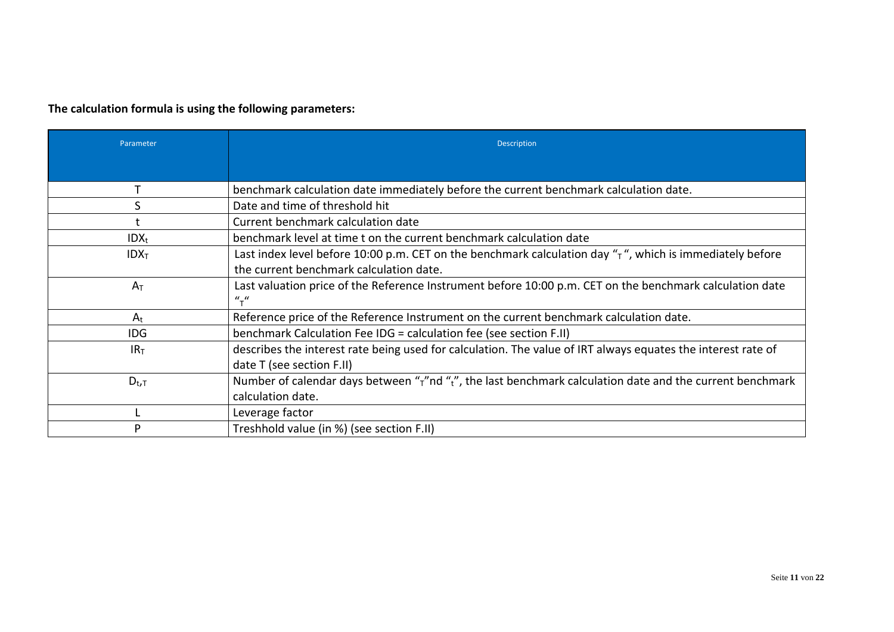**The calculation formula is using the following parameters:**

| Parameter | Description |
|---|---|
| $T$ | benchmark calculation date immediately before the current benchmark calculation date. |
| $S$ | Date and time of threshold hit |
| $t$ | Current benchmark calculation date |
| $IDX_t$ | benchmark level at time t on the current benchmark calculation date |
| $IDX_T$ | Last index level before 10:00 p.m. CET on the benchmark calculation day "$_T$", which is immediately before the current benchmark calculation date. |
| $A_T$ | Last valuation price of the Reference Instrument before 10:00 p.m. CET on the benchmark calculation date "$_T$" |
| $A_t$ | Reference price of the Reference Instrument on the current benchmark calculation date. |
| IDG | benchmark Calculation Fee IDG = calculation fee (see section F.II) |
| $IR_T$ | describes the interest rate being used for calculation. The value of IRT always equates the interest rate of date T (see section F.II) |
| $D_{t,T}$ | Number of calendar days between "$_T$"nd "$_t$", the last benchmark calculation date and the current benchmark calculation date. |
| $L$ | Leverage factor |
| $P$ | Treshhold value (in %) (see section F.II) |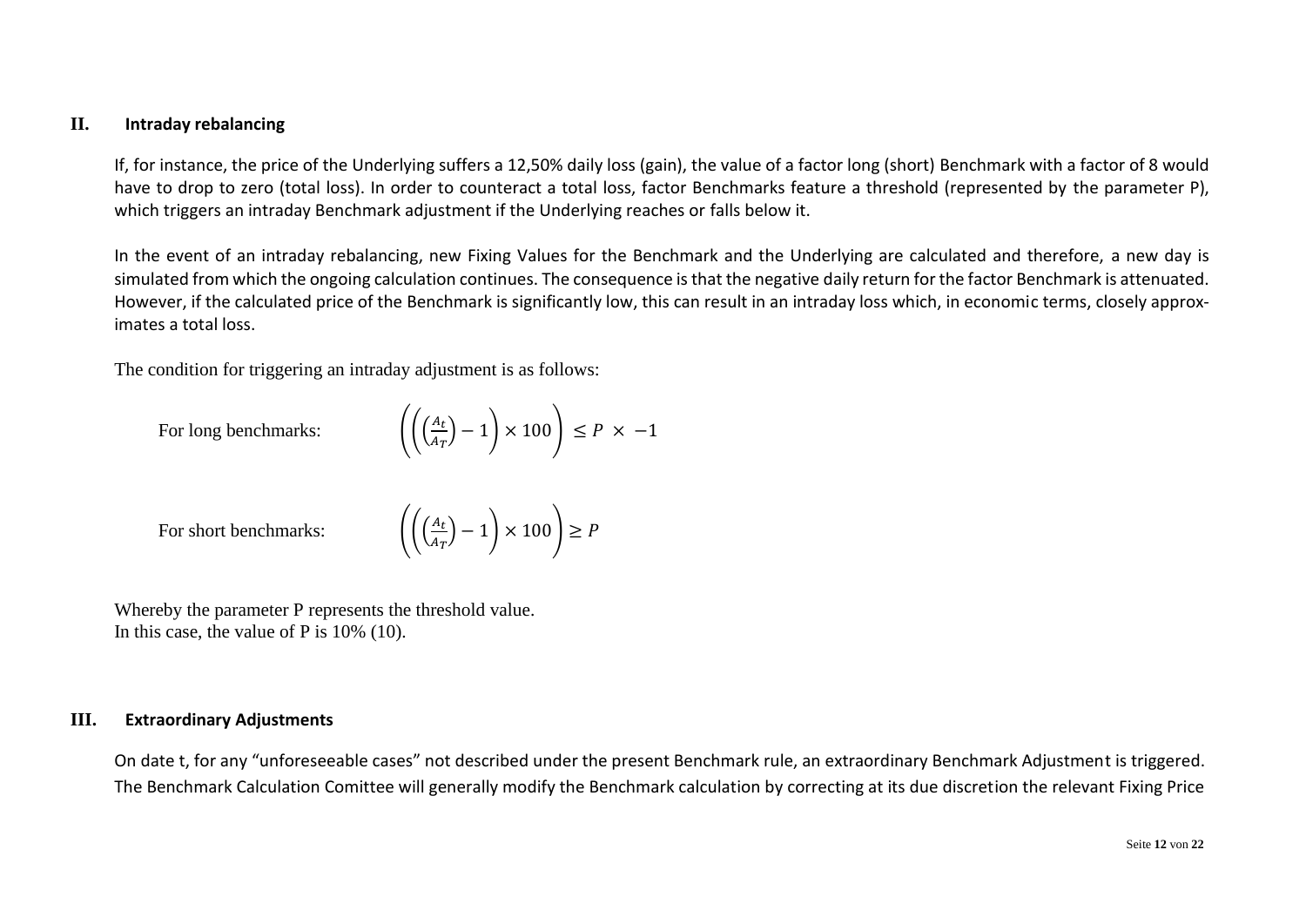## II. Intraday rebalancing

If, for instance, the price of the Underlying suffers a 12,50% daily loss (gain), the value of a factor long (short) Benchmark with a factor of 8 would have to drop to zero (total loss). In order to counteract a total loss, factor Benchmarks feature a threshold (represented by the parameter P), which triggers an intraday Benchmark adjustment if the Underlying reaches or falls below it.

In the event of an intraday rebalancing, new Fixing Values for the Benchmark and the Underlying are calculated and therefore, a new day is simulated from which the ongoing calculation continues. The consequence is that the negative daily return for the factor Benchmark is attenuated. However, if the calculated price of the Benchmark is significantly low, this can result in an intraday loss which, in economic terms, closely approximates a total loss.

The condition for triggering an intraday adjustment is as follows:

For long benchmarks:

$$\left(\left(\left(\frac{A_t}{A_T}\right) - 1\right) \times 100\right) \leq P \times -1$$

For short benchmarks:

$$\left(\left(\left(\frac{A_t}{A_T}\right) - 1\right) \times 100\right) \geq P$$

Whereby the parameter P represents the threshold value.
In this case, the value of P is 10% (10).

## III. Extraordinary Adjustments

On date t, for any “unforeseeable cases” not described under the present Benchmark rule, an extraordinary Benchmark Adjustment is triggered. The Benchmark Calculation Comittee will generally modify the Benchmark calculation by correcting at its due discretion the relevant Fixing Price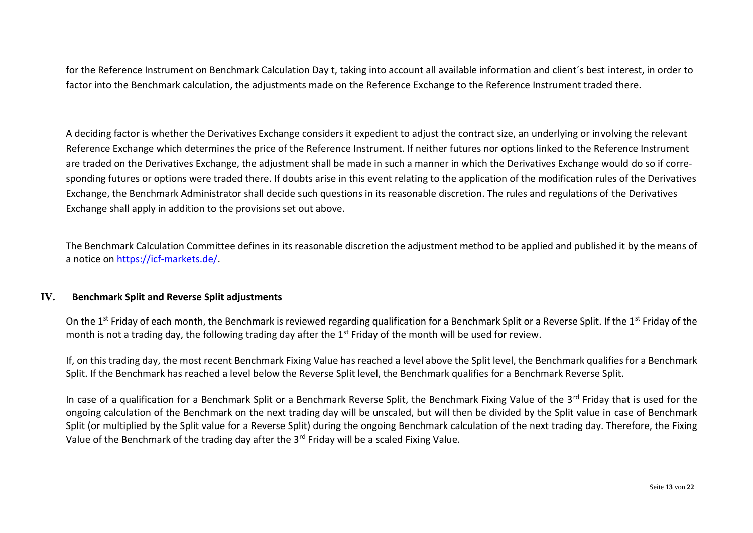for the Reference Instrument on Benchmark Calculation Day t, taking into account all available information and client´s best interest, in order to factor into the Benchmark calculation, the adjustments made on the Reference Exchange to the Reference Instrument traded there.

A deciding factor is whether the Derivatives Exchange considers it expedient to adjust the contract size, an underlying or involving the relevant Reference Exchange which determines the price of the Reference Instrument. If neither futures nor options linked to the Reference Instrument are traded on the Derivatives Exchange, the adjustment shall be made in such a manner in which the Derivatives Exchange would do so if corresponding futures or options were traded there. If doubts arise in this event relating to the application of the modification rules of the Derivatives Exchange, the Benchmark Administrator shall decide such questions in its reasonable discretion. The rules and regulations of the Derivatives Exchange shall apply in addition to the provisions set out above.

The Benchmark Calculation Committee defines in its reasonable discretion the adjustment method to be applied and published it by the means of a notice on [https://icf-markets.de/](https://icf-markets.de/).

## IV. Benchmark Split and Reverse Split adjustments

On the 1st Friday of each month, the Benchmark is reviewed regarding qualification for a Benchmark Split or a Reverse Split. If the 1st Friday of the month is not a trading day, the following trading day after the 1st Friday of the month will be used for review.

If, on this trading day, the most recent Benchmark Fixing Value has reached a level above the Split level, the Benchmark qualifies for a Benchmark Split. If the Benchmark has reached a level below the Reverse Split level, the Benchmark qualifies for a Benchmark Reverse Split.

In case of a qualification for a Benchmark Split or a Benchmark Reverse Split, the Benchmark Fixing Value of the 3rd Friday that is used for the ongoing calculation of the Benchmark on the next trading day will be unscaled, but will then be divided by the Split value in case of Benchmark Split (or multiplied by the Split value for a Reverse Split) during the ongoing Benchmark calculation of the next trading day. Therefore, the Fixing Value of the Benchmark of the trading day after the 3rd Friday will be a scaled Fixing Value.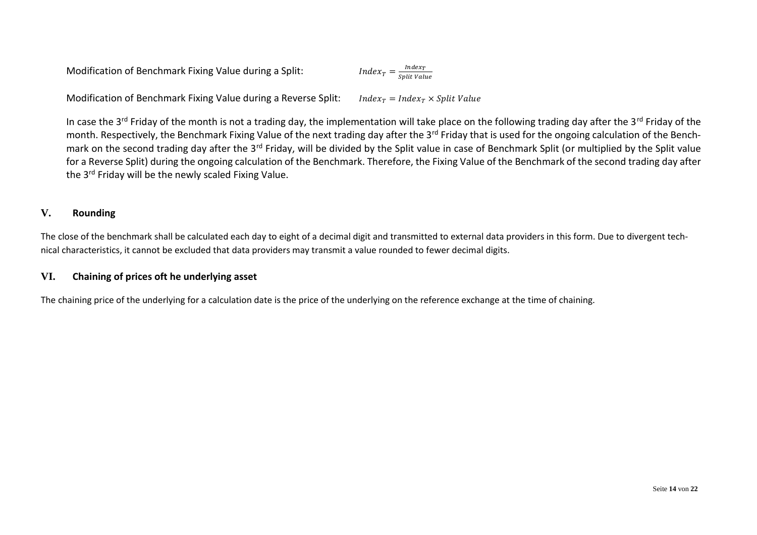Modification of Benchmark Fixing Value during a Split: $Index_T = \frac{Index_T}{Split\ Value}$

Modification of Benchmark Fixing Value during a Reverse Split: $Index_T = Index_T \times Split\ Value$

In case the 3rd Friday of the month is not a trading day, the implementation will take place on the following trading day after the 3rd Friday of the month. Respectively, the Benchmark Fixing Value of the next trading day after the 3rd Friday that is used for the ongoing calculation of the Benchmark on the second trading day after the 3rd Friday, will be divided by the Split value in case of Benchmark Split (or multiplied by the Split value for a Reverse Split) during the ongoing calculation of the Benchmark. Therefore, the Fixing Value of the Benchmark of the second trading day after the 3rd Friday will be the newly scaled Fixing Value.

## V. Rounding

The close of the benchmark shall be calculated each day to eight of a decimal digit and transmitted to external data providers in this form. Due to divergent technical characteristics, it cannot be excluded that data providers may transmit a value rounded to fewer decimal digits.

## VI. Chaining of prices oft he underlying asset

The chaining price of the underlying for a calculation date is the price of the underlying on the reference exchange at the time of chaining.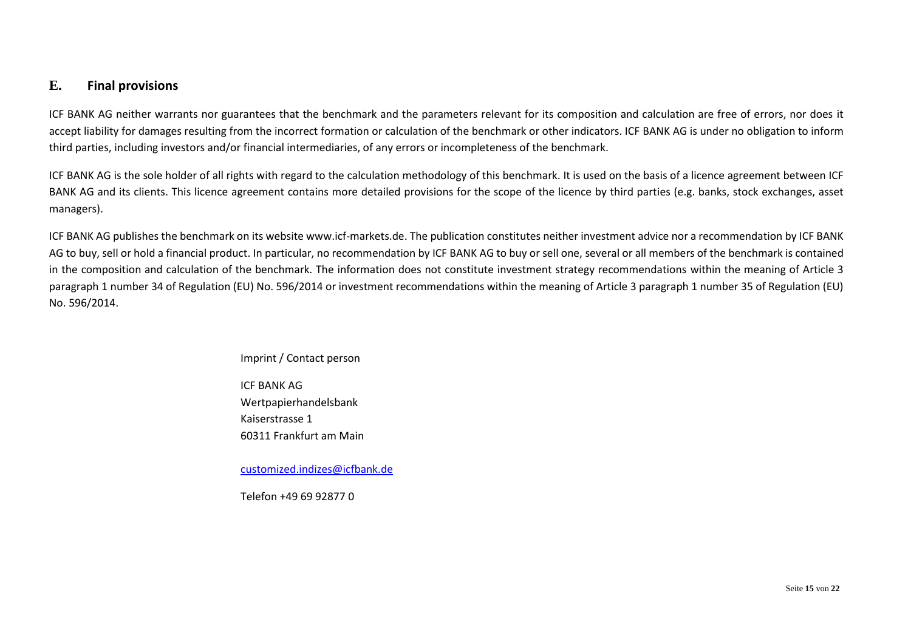## E. Final provisions

ICF BANK AG neither warrants nor guarantees that the benchmark and the parameters relevant for its composition and calculation are free of errors, nor does it accept liability for damages resulting from the incorrect formation or calculation of the benchmark or other indicators. ICF BANK AG is under no obligation to inform third parties, including investors and/or financial intermediaries, of any errors or incompleteness of the benchmark.

ICF BANK AG is the sole holder of all rights with regard to the calculation methodology of this benchmark. It is used on the basis of a licence agreement between ICF BANK AG and its clients. This licence agreement contains more detailed provisions for the scope of the licence by third parties (e.g. banks, stock exchanges, asset managers).

ICF BANK AG publishes the benchmark on its website www.icf-markets.de. The publication constitutes neither investment advice nor a recommendation by ICF BANK AG to buy, sell or hold a financial product. In particular, no recommendation by ICF BANK AG to buy or sell one, several or all members of the benchmark is contained in the composition and calculation of the benchmark. The information does not constitute investment strategy recommendations within the meaning of Article 3 paragraph 1 number 34 of Regulation (EU) No. 596/2014 or investment recommendations within the meaning of Article 3 paragraph 1 number 35 of Regulation (EU) No. 596/2014.

Imprint / Contact person

ICF BANK AG
Wertpapierhandelsbank
Kaiserstrasse 1
60311 Frankfurt am Main

customized.indizes@icfbank.de

Telefon +49 69 92877 0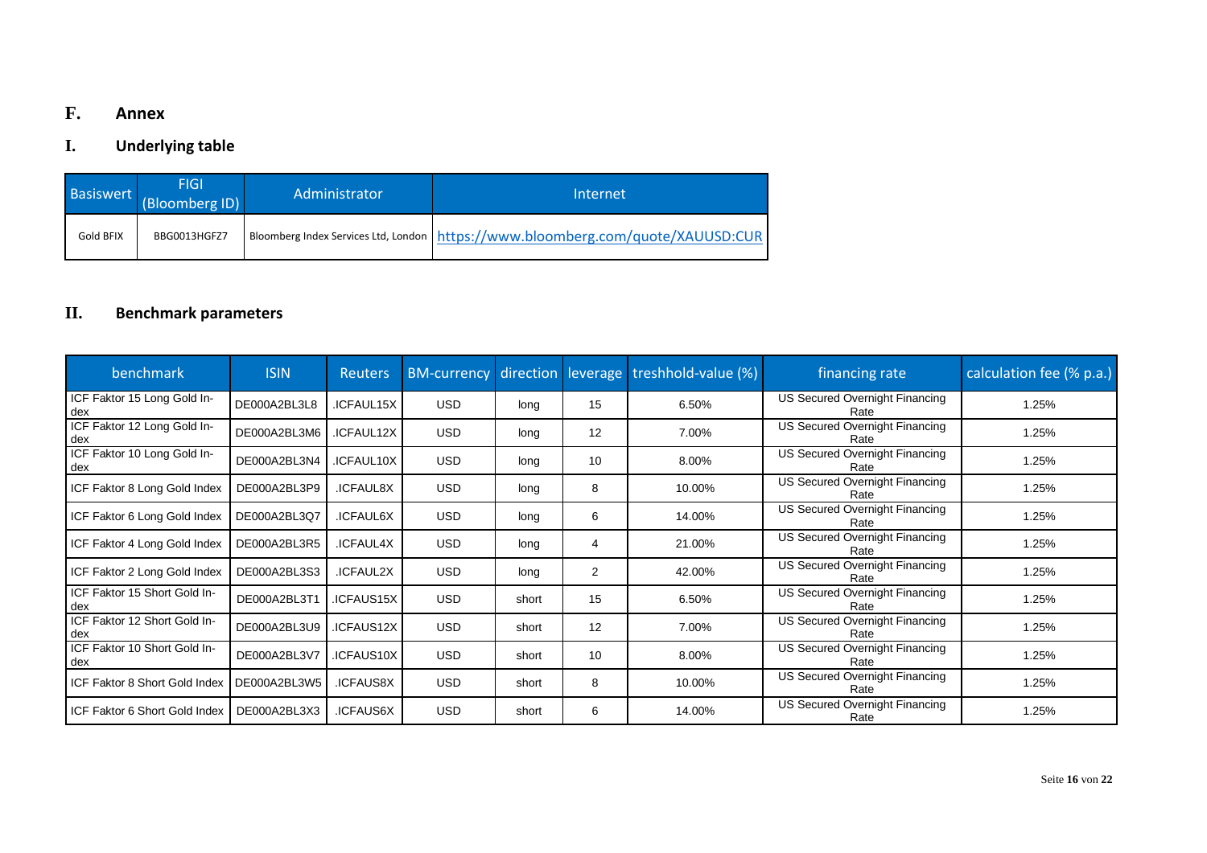## F. Annex

### I. Underlying table

| Basiswert | FIGI (Bloomberg ID) | Administrator | Internet |
|---|---|---|---|
| Gold BFIX | BBG0013HGFZ7 | Bloomberg Index Services Ltd, London | https://www.bloomberg.com/quote/XAUUSD:CUR |

### II. Benchmark parameters

| benchmark | ISIN | Reuters | BM-currency | direction | leverage | treshhold-value (%) | financing rate | calculation fee (% p.a.) |
|---|---|---|---|---|---|---|---|---|
| ICF Faktor 15 Long Gold Index | DE000A2BL3L8 | .ICFAUL15X | USD | long | 15 | 6.50% | US Secured Overnight Financing Rate | 1.25% |
| ICF Faktor 12 Long Gold Index | DE000A2BL3M6 | .ICFAUL12X | USD | long | 12 | 7.00% | US Secured Overnight Financing Rate | 1.25% |
| ICF Faktor 10 Long Gold Index | DE000A2BL3N4 | .ICFAUL10X | USD | long | 10 | 8.00% | US Secured Overnight Financing Rate | 1.25% |
| ICF Faktor 8 Long Gold Index | DE000A2BL3P9 | .ICFAUL8X | USD | long | 8 | 10.00% | US Secured Overnight Financing Rate | 1.25% |
| ICF Faktor 6 Long Gold Index | DE000A2BL3Q7 | .ICFAUL6X | USD | long | 6 | 14.00% | US Secured Overnight Financing Rate | 1.25% |
| ICF Faktor 4 Long Gold Index | DE000A2BL3R5 | .ICFAUL4X | USD | long | 4 | 21.00% | US Secured Overnight Financing Rate | 1.25% |
| ICF Faktor 2 Long Gold Index | DE000A2BL3S3 | .ICFAUL2X | USD | long | 2 | 42.00% | US Secured Overnight Financing Rate | 1.25% |
| ICF Faktor 15 Short Gold Index | DE000A2BL3T1 | .ICFAUS15X | USD | short | 15 | 6.50% | US Secured Overnight Financing Rate | 1.25% |
| ICF Faktor 12 Short Gold Index | DE000A2BL3U9 | .ICFAUS12X | USD | short | 12 | 7.00% | US Secured Overnight Financing Rate | 1.25% |
| ICF Faktor 10 Short Gold Index | DE000A2BL3V7 | .ICFAUS10X | USD | short | 10 | 8.00% | US Secured Overnight Financing Rate | 1.25% |
| ICF Faktor 8 Short Gold Index | DE000A2BL3W5 | .ICFAUS8X | USD | short | 8 | 10.00% | US Secured Overnight Financing Rate | 1.25% |
| ICF Faktor 6 Short Gold Index | DE000A2BL3X3 | .ICFAUS6X | USD | short | 6 | 14.00% | US Secured Overnight Financing Rate | 1.25% |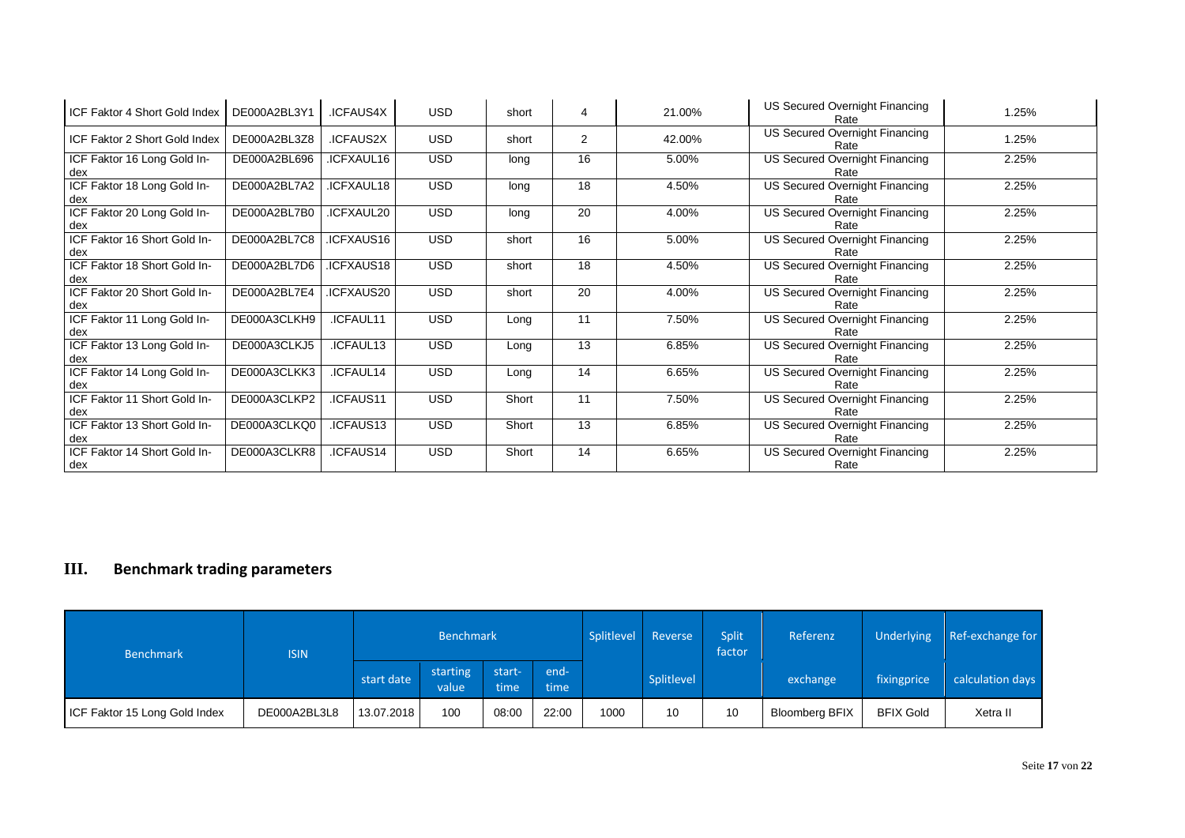| | | | | | | | | |
|---|---|---|---|---|---|---|---|---|
| ICF Faktor 4 Short Gold Index | DE000A2BL3Y1 | .ICFAUS4X | USD | short | 4 | 21.00% | US Secured Overnight Financing Rate | 1.25% |
| ICF Faktor 2 Short Gold Index | DE000A2BL3Z8 | .ICFAUS2X | USD | short | 2 | 42.00% | US Secured Overnight Financing Rate | 1.25% |
| ICF Faktor 16 Long Gold Index | DE000A2BL696 | .ICFXAUL16 | USD | long | 16 | 5.00% | US Secured Overnight Financing Rate | 2.25% |
| ICF Faktor 18 Long Gold Index | DE000A2BL7A2 | .ICFXAUL18 | USD | long | 18 | 4.50% | US Secured Overnight Financing Rate | 2.25% |
| ICF Faktor 20 Long Gold Index | DE000A2BL7B0 | .ICFXAUL20 | USD | long | 20 | 4.00% | US Secured Overnight Financing Rate | 2.25% |
| ICF Faktor 16 Short Gold Index | DE000A2BL7C8 | .ICFXAUS16 | USD | short | 16 | 5.00% | US Secured Overnight Financing Rate | 2.25% |
| ICF Faktor 18 Short Gold Index | DE000A2BL7D6 | .ICFXAUS18 | USD | short | 18 | 4.50% | US Secured Overnight Financing Rate | 2.25% |
| ICF Faktor 20 Short Gold Index | DE000A2BL7E4 | .ICFXAUS20 | USD | short | 20 | 4.00% | US Secured Overnight Financing Rate | 2.25% |
| ICF Faktor 11 Long Gold Index | DE000A3CLKH9 | .ICFAUL11 | USD | Long | 11 | 7.50% | US Secured Overnight Financing Rate | 2.25% |
| ICF Faktor 13 Long Gold Index | DE000A3CLKJ5 | .ICFAUL13 | USD | Long | 13 | 6.85% | US Secured Overnight Financing Rate | 2.25% |
| ICF Faktor 14 Long Gold Index | DE000A3CLKK3 | .ICFAUL14 | USD | Long | 14 | 6.65% | US Secured Overnight Financing Rate | 2.25% |
| ICF Faktor 11 Short Gold Index | DE000A3CLKP2 | .ICFAUS11 | USD | Short | 11 | 7.50% | US Secured Overnight Financing Rate | 2.25% |
| ICF Faktor 13 Short Gold Index | DE000A3CLKQ0 | .ICFAUS13 | USD | Short | 13 | 6.85% | US Secured Overnight Financing Rate | 2.25% |
| ICF Faktor 14 Short Gold Index | DE000A3CLKR8 | .ICFAUS14 | USD | Short | 14 | 6.65% | US Secured Overnight Financing Rate | 2.25% |

## III. Benchmark trading parameters

| Benchmark | ISIN | Benchmark | | | | Splitlevel | Reverse | Split factor | Referenz | Underlying | Ref-exchange for |
|---|---|---|---|---|---|---|---|---|---|---|---|
| | | start date | starting value | start-time | end-time | | Splitlevel | | exchange | fixingprice | calculation days |
| ICF Faktor 15 Long Gold Index | DE000A2BL3L8 | 13.07.2018 | 100 | 08:00 | 22:00 | 1000 | 10 | 10 | Bloomberg BFIX | BFIX Gold | Xetra II |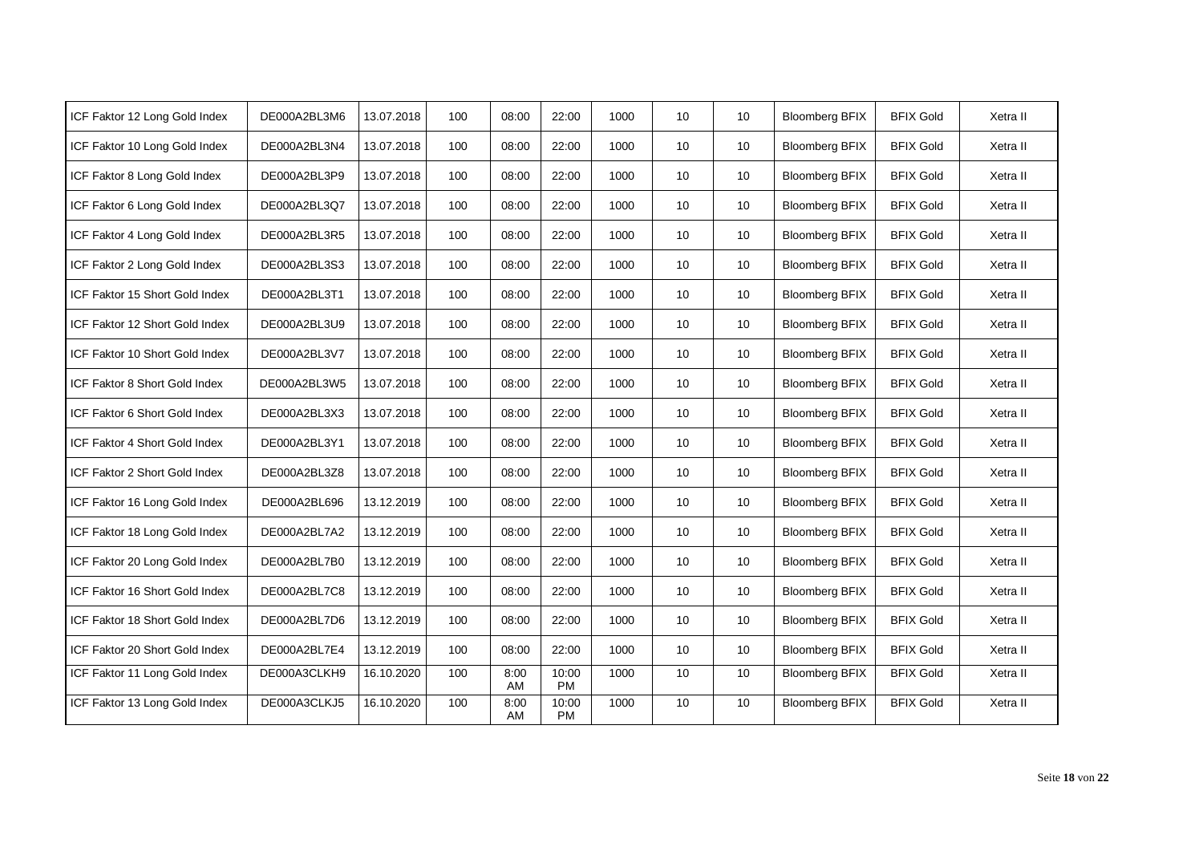| | | | | | | | | | | | |
|---|---|---|---|---|---|---|---|---|---|---|---|
| ICF Faktor 12 Long Gold Index | DE000A2BL3M6 | 13.07.2018 | 100 | 08:00 | 22:00 | 1000 | 10 | 10 | Bloomberg BFIX | BFIX Gold | Xetra II |
| ICF Faktor 10 Long Gold Index | DE000A2BL3N4 | 13.07.2018 | 100 | 08:00 | 22:00 | 1000 | 10 | 10 | Bloomberg BFIX | BFIX Gold | Xetra II |
| ICF Faktor 8 Long Gold Index | DE000A2BL3P9 | 13.07.2018 | 100 | 08:00 | 22:00 | 1000 | 10 | 10 | Bloomberg BFIX | BFIX Gold | Xetra II |
| ICF Faktor 6 Long Gold Index | DE000A2BL3Q7 | 13.07.2018 | 100 | 08:00 | 22:00 | 1000 | 10 | 10 | Bloomberg BFIX | BFIX Gold | Xetra II |
| ICF Faktor 4 Long Gold Index | DE000A2BL3R5 | 13.07.2018 | 100 | 08:00 | 22:00 | 1000 | 10 | 10 | Bloomberg BFIX | BFIX Gold | Xetra II |
| ICF Faktor 2 Long Gold Index | DE000A2BL3S3 | 13.07.2018 | 100 | 08:00 | 22:00 | 1000 | 10 | 10 | Bloomberg BFIX | BFIX Gold | Xetra II |
| ICF Faktor 15 Short Gold Index | DE000A2BL3T1 | 13.07.2018 | 100 | 08:00 | 22:00 | 1000 | 10 | 10 | Bloomberg BFIX | BFIX Gold | Xetra II |
| ICF Faktor 12 Short Gold Index | DE000A2BL3U9 | 13.07.2018 | 100 | 08:00 | 22:00 | 1000 | 10 | 10 | Bloomberg BFIX | BFIX Gold | Xetra II |
| ICF Faktor 10 Short Gold Index | DE000A2BL3V7 | 13.07.2018 | 100 | 08:00 | 22:00 | 1000 | 10 | 10 | Bloomberg BFIX | BFIX Gold | Xetra II |
| ICF Faktor 8 Short Gold Index | DE000A2BL3W5 | 13.07.2018 | 100 | 08:00 | 22:00 | 1000 | 10 | 10 | Bloomberg BFIX | BFIX Gold | Xetra II |
| ICF Faktor 6 Short Gold Index | DE000A2BL3X3 | 13.07.2018 | 100 | 08:00 | 22:00 | 1000 | 10 | 10 | Bloomberg BFIX | BFIX Gold | Xetra II |
| ICF Faktor 4 Short Gold Index | DE000A2BL3Y1 | 13.07.2018 | 100 | 08:00 | 22:00 | 1000 | 10 | 10 | Bloomberg BFIX | BFIX Gold | Xetra II |
| ICF Faktor 2 Short Gold Index | DE000A2BL3Z8 | 13.07.2018 | 100 | 08:00 | 22:00 | 1000 | 10 | 10 | Bloomberg BFIX | BFIX Gold | Xetra II |
| ICF Faktor 16 Long Gold Index | DE000A2BL696 | 13.12.2019 | 100 | 08:00 | 22:00 | 1000 | 10 | 10 | Bloomberg BFIX | BFIX Gold | Xetra II |
| ICF Faktor 18 Long Gold Index | DE000A2BL7A2 | 13.12.2019 | 100 | 08:00 | 22:00 | 1000 | 10 | 10 | Bloomberg BFIX | BFIX Gold | Xetra II |
| ICF Faktor 20 Long Gold Index | DE000A2BL7B0 | 13.12.2019 | 100 | 08:00 | 22:00 | 1000 | 10 | 10 | Bloomberg BFIX | BFIX Gold | Xetra II |
| ICF Faktor 16 Short Gold Index | DE000A2BL7C8 | 13.12.2019 | 100 | 08:00 | 22:00 | 1000 | 10 | 10 | Bloomberg BFIX | BFIX Gold | Xetra II |
| ICF Faktor 18 Short Gold Index | DE000A2BL7D6 | 13.12.2019 | 100 | 08:00 | 22:00 | 1000 | 10 | 10 | Bloomberg BFIX | BFIX Gold | Xetra II |
| ICF Faktor 20 Short Gold Index | DE000A2BL7E4 | 13.12.2019 | 100 | 08:00 | 22:00 | 1000 | 10 | 10 | Bloomberg BFIX | BFIX Gold | Xetra II |
| ICF Faktor 11 Long Gold Index | DE000A3CLKH9 | 16.10.2020 | 100 | 8:00 AM | 10:00 PM | 1000 | 10 | 10 | Bloomberg BFIX | BFIX Gold | Xetra II |
| ICF Faktor 13 Long Gold Index | DE000A3CLKJ5 | 16.10.2020 | 100 | 8:00 AM | 10:00 PM | 1000 | 10 | 10 | Bloomberg BFIX | BFIX Gold | Xetra II |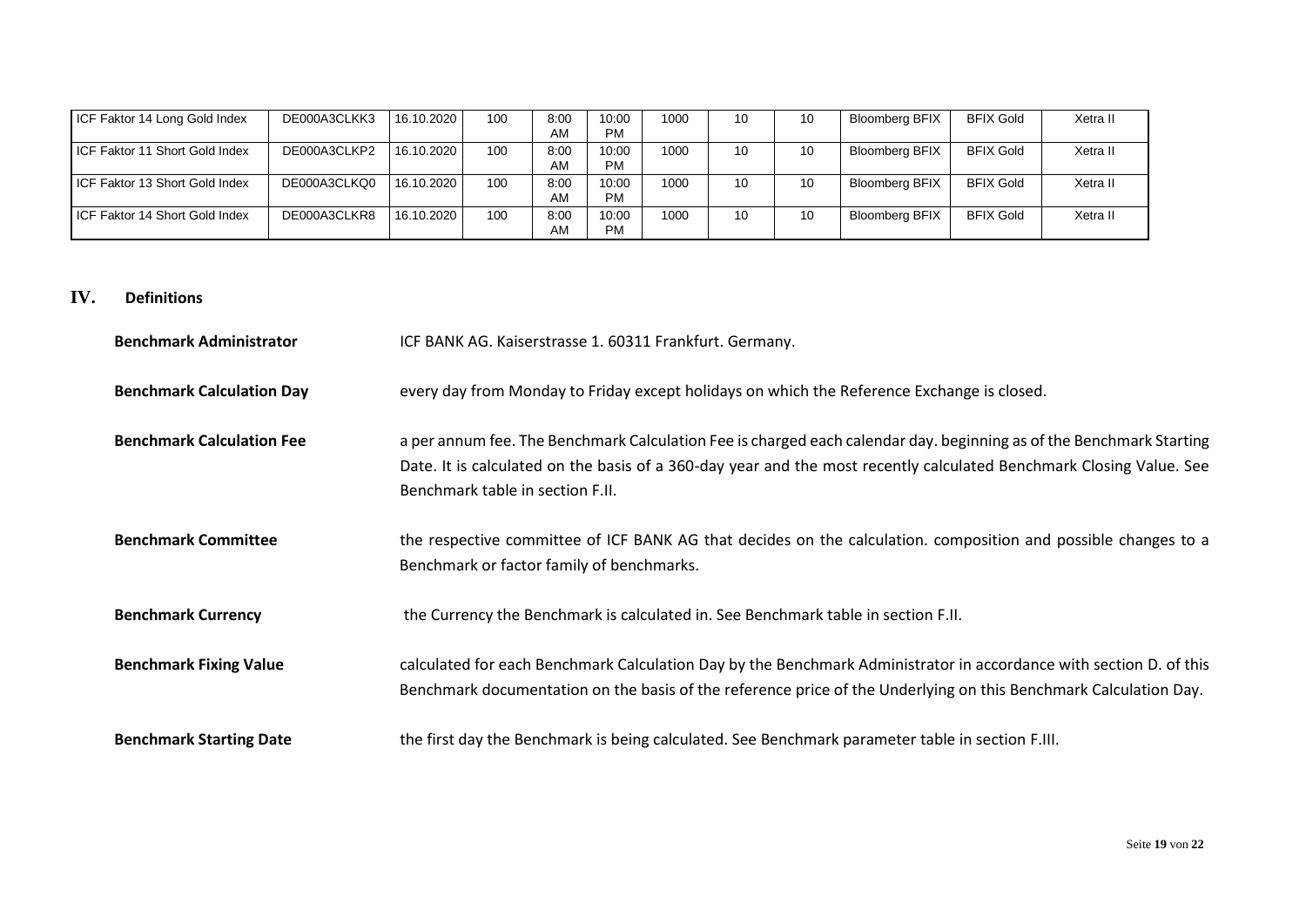| ICF Faktor 14 Long Gold Index | DE000A3CLKK3 | 16.10.2020 | 100 | 8:00 AM | 10:00 PM | 1000 | 10 | 10 | Bloomberg BFIX | BFIX Gold | Xetra II |
|---|---|---|---|---|---|---|---|---|---|---|---|
| ICF Faktor 11 Short Gold Index | DE000A3CLKP2 | 16.10.2020 | 100 | 8:00 AM | 10:00 PM | 1000 | 10 | 10 | Bloomberg BFIX | BFIX Gold | Xetra II |
| ICF Faktor 13 Short Gold Index | DE000A3CLKQ0 | 16.10.2020 | 100 | 8:00 AM | 10:00 PM | 1000 | 10 | 10 | Bloomberg BFIX | BFIX Gold | Xetra II |
| ICF Faktor 14 Short Gold Index | DE000A3CLKR8 | 16.10.2020 | 100 | 8:00 AM | 10:00 PM | 1000 | 10 | 10 | Bloomberg BFIX | BFIX Gold | Xetra II |

## IV. Definitions

**Benchmark Administrator** ICF BANK AG. Kaiserstrasse 1. 60311 Frankfurt. Germany.

**Benchmark Calculation Day** every day from Monday to Friday except holidays on which the Reference Exchange is closed.

**Benchmark Calculation Fee** a per annum fee. The Benchmark Calculation Fee is charged each calendar day. beginning as of the Benchmark Starting Date. It is calculated on the basis of a 360-day year and the most recently calculated Benchmark Closing Value. See Benchmark table in section F.II.

**Benchmark Committee** the respective committee of ICF BANK AG that decides on the calculation. composition and possible changes to a Benchmark or factor family of benchmarks.

**Benchmark Currency** the Currency the Benchmark is calculated in. See Benchmark table in section F.II.

**Benchmark Fixing Value** calculated for each Benchmark Calculation Day by the Benchmark Administrator in accordance with section D. of this Benchmark documentation on the basis of the reference price of the Underlying on this Benchmark Calculation Day.

**Benchmark Starting Date** the first day the Benchmark is being calculated. See Benchmark parameter table in section F.III.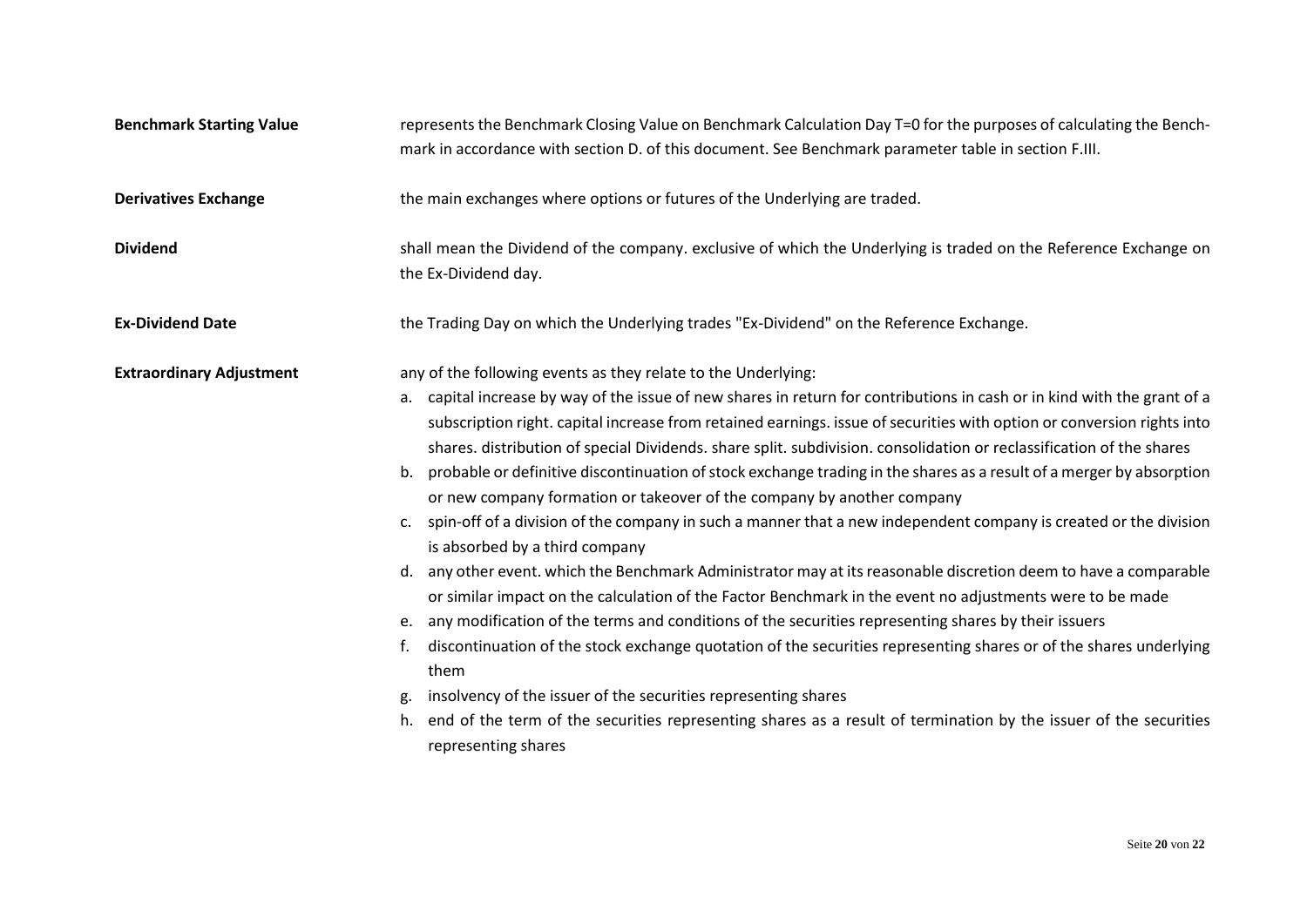**Benchmark Starting Value**

represents the Benchmark Closing Value on Benchmark Calculation Day T=0 for the purposes of calculating the Benchmark in accordance with section D. of this document. See Benchmark parameter table in section F.III.

**Derivatives Exchange**

the main exchanges where options or futures of the Underlying are traded.

**Dividend**

shall mean the Dividend of the company. exclusive of which the Underlying is traded on the Reference Exchange on the Ex-Dividend day.

**Ex-Dividend Date**

the Trading Day on which the Underlying trades "Ex-Dividend" on the Reference Exchange.

**Extraordinary Adjustment**

any of the following events as they relate to the Underlying:

a. capital increase by way of the issue of new shares in return for contributions in cash or in kind with the grant of a subscription right. capital increase from retained earnings. issue of securities with option or conversion rights into shares. distribution of special Dividends. share split. subdivision. consolidation or reclassification of the shares
b. probable or definitive discontinuation of stock exchange trading in the shares as a result of a merger by absorption or new company formation or takeover of the company by another company
c. spin-off of a division of the company in such a manner that a new independent company is created or the division is absorbed by a third company
d. any other event. which the Benchmark Administrator may at its reasonable discretion deem to have a comparable or similar impact on the calculation of the Factor Benchmark in the event no adjustments were to be made
e. any modification of the terms and conditions of the securities representing shares by their issuers
f. discontinuation of the stock exchange quotation of the securities representing shares or of the shares underlying them
g. insolvency of the issuer of the securities representing shares
h. end of the term of the securities representing shares as a result of termination by the issuer of the securities representing shares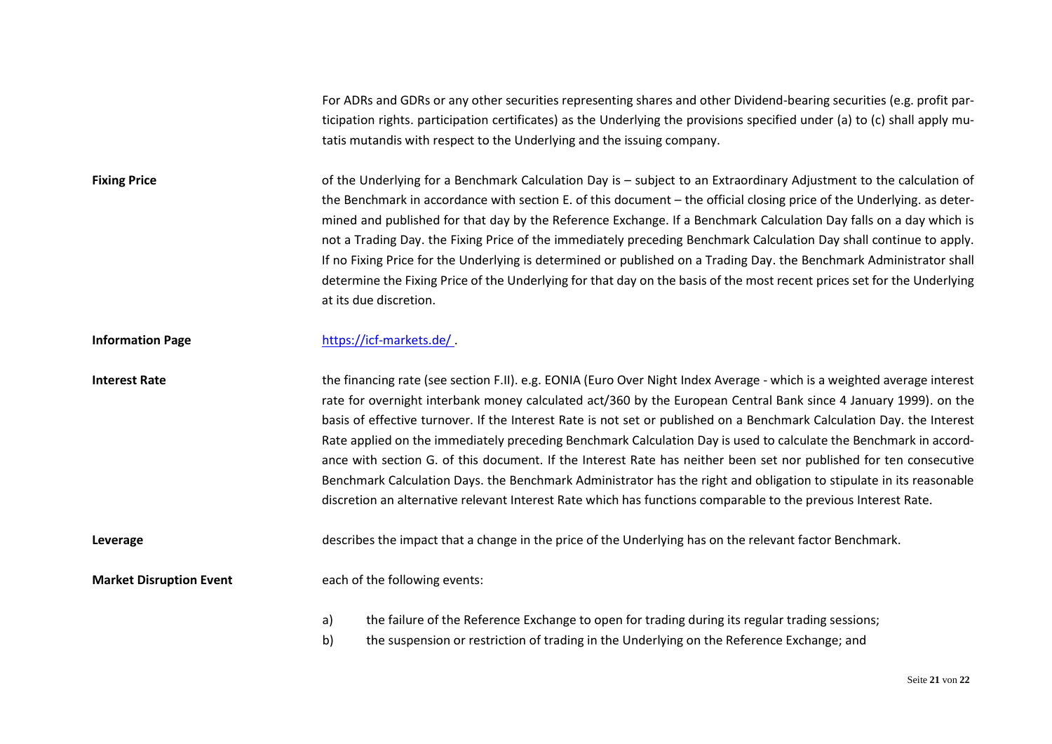For ADRs and GDRs or any other securities representing shares and other Dividend-bearing securities (e.g. profit participation rights. participation certificates) as the Underlying the provisions specified under (a) to (c) shall apply mutatis mutandis with respect to the Underlying and the issuing company.

**Fixing Price** of the Underlying for a Benchmark Calculation Day is – subject to an Extraordinary Adjustment to the calculation of the Benchmark in accordance with section E. of this document – the official closing price of the Underlying. as determined and published for that day by the Reference Exchange. If a Benchmark Calculation Day falls on a day which is not a Trading Day. the Fixing Price of the immediately preceding Benchmark Calculation Day shall continue to apply. If no Fixing Price for the Underlying is determined or published on a Trading Day. the Benchmark Administrator shall determine the Fixing Price of the Underlying for that day on the basis of the most recent prices set for the Underlying at its due discretion.

**Information Page** https://icf-markets.de/ .

**Interest Rate** the financing rate (see section F.II). e.g. EONIA (Euro Over Night Index Average - which is a weighted average interest rate for overnight interbank money calculated act/360 by the European Central Bank since 4 January 1999). on the basis of effective turnover. If the Interest Rate is not set or published on a Benchmark Calculation Day. the Interest Rate applied on the immediately preceding Benchmark Calculation Day is used to calculate the Benchmark in accordance with section G. of this document. If the Interest Rate has neither been set nor published for ten consecutive Benchmark Calculation Days. the Benchmark Administrator has the right and obligation to stipulate in its reasonable discretion an alternative relevant Interest Rate which has functions comparable to the previous Interest Rate.

**Leverage** describes the impact that a change in the price of the Underlying has on the relevant factor Benchmark.

**Market Disruption Event** each of the following events:

a) the failure of the Reference Exchange to open for trading during its regular trading sessions;
b) the suspension or restriction of trading in the Underlying on the Reference Exchange; and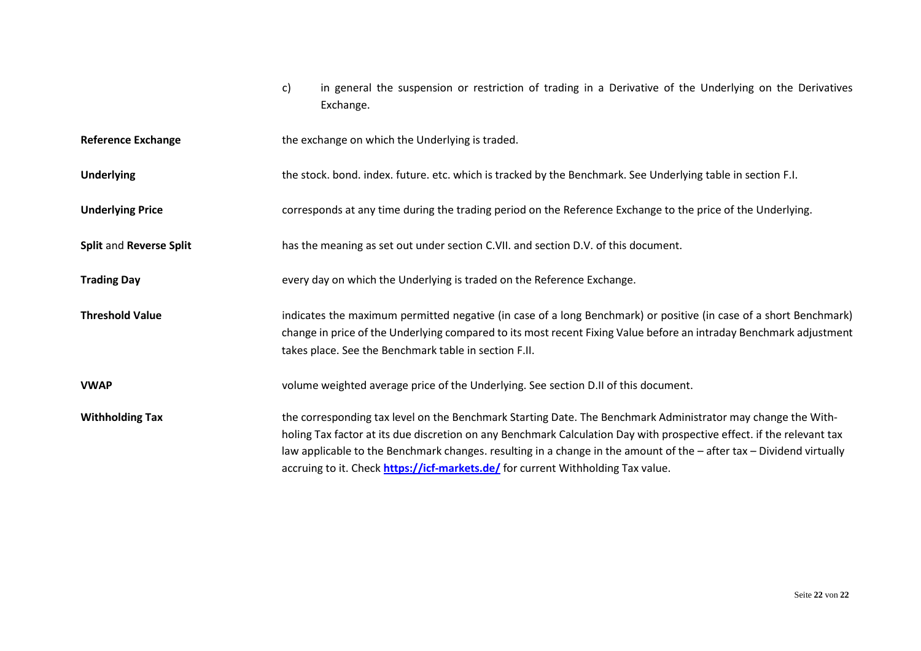c) in general the suspension or restriction of trading in a Derivative of the Underlying on the Derivatives Exchange.

| | |
|---|---|
| **Reference Exchange** | the exchange on which the Underlying is traded. |
| **Underlying** | the stock. bond. index. future. etc. which is tracked by the Benchmark. See Underlying table in section F.I. |
| **Underlying Price** | corresponds at any time during the trading period on the Reference Exchange to the price of the Underlying. |
| **Split** and **Reverse Split** | has the meaning as set out under section C.VII. and section D.V. of this document. |
| **Trading Day** | every day on which the Underlying is traded on the Reference Exchange. |
| **Threshold Value** | indicates the maximum permitted negative (in case of a long Benchmark) or positive (in case of a short Benchmark) change in price of the Underlying compared to its most recent Fixing Value before an intraday Benchmark adjustment takes place. See the Benchmark table in section F.II. |
| **VWAP** | volume weighted average price of the Underlying. See section D.II of this document. |
| **Withholding Tax** | the corresponding tax level on the Benchmark Starting Date. The Benchmark Administrator may change the Withholing Tax factor at its due discretion on any Benchmark Calculation Day with prospective effect. if the relevant tax law applicable to the Benchmark changes. resulting in a change in the amount of the – after tax – Dividend virtually accruing to it. Check **[https://icf-markets.de/](https://icf-markets.de/)** for current Withholding Tax value. |